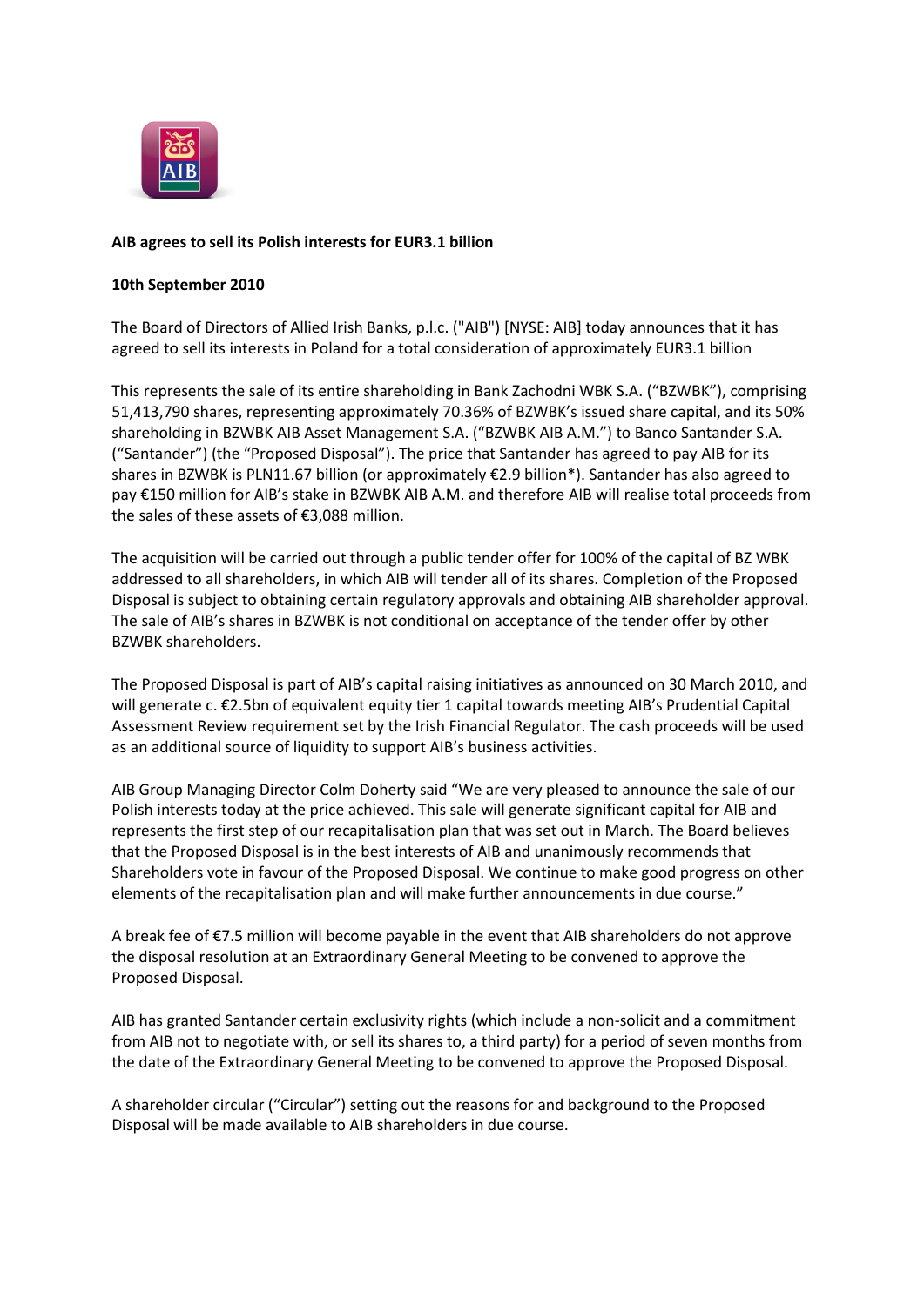**AIB agrees to sell its Polish interests for EUR3.1 billion**

**10th September 2010**

The Board of Directors of Allied Irish Banks, p.l.c. ("AIB") [NYSE: AIB] today announces that it has agreed to sell its interests in Poland for a total consideration of approximately EUR3.1 billion

This represents the sale of its entire shareholding in Bank Zachodni WBK S.A. ("BZWBK"), comprising 51,413,790 shares, representing approximately 70.36% of BZWBK's issued share capital, and its 50% shareholding in BZWBK AIB Asset Management S.A. ("BZWBK AIB A.M.") to Banco Santander S.A. ("Santander") (the "Proposed Disposal"). The price that Santander has agreed to pay AIB for its shares in BZWBK is PLN11.67 billion (or approximately €2.9 billion*). Santander has also agreed to pay €150 million for AIB's stake in BZWBK AIB A.M. and therefore AIB will realise total proceeds from the sales of these assets of €3,088 million.

The acquisition will be carried out through a public tender offer for 100% of the capital of BZ WBK addressed to all shareholders, in which AIB will tender all of its shares. Completion of the Proposed Disposal is subject to obtaining certain regulatory approvals and obtaining AIB shareholder approval. The sale of AIB's shares in BZWBK is not conditional on acceptance of the tender offer by other BZWBK shareholders.

The Proposed Disposal is part of AIB's capital raising initiatives as announced on 30 March 2010, and will generate c. €2.5bn of equivalent equity tier 1 capital towards meeting AIB's Prudential Capital Assessment Review requirement set by the Irish Financial Regulator. The cash proceeds will be used as an additional source of liquidity to support AIB's business activities.

AIB Group Managing Director Colm Doherty said "We are very pleased to announce the sale of our Polish interests today at the price achieved. This sale will generate significant capital for AIB and represents the first step of our recapitalisation plan that was set out in March. The Board believes that the Proposed Disposal is in the best interests of AIB and unanimously recommends that Shareholders vote in favour of the Proposed Disposal. We continue to make good progress on other elements of the recapitalisation plan and will make further announcements in due course."

A break fee of €7.5 million will become payable in the event that AIB shareholders do not approve the disposal resolution at an Extraordinary General Meeting to be convened to approve the Proposed Disposal.

AIB has granted Santander certain exclusivity rights (which include a non-solicit and a commitment from AIB not to negotiate with, or sell its shares to, a third party) for a period of seven months from the date of the Extraordinary General Meeting to be convened to approve the Proposed Disposal.

A shareholder circular ("Circular") setting out the reasons for and background to the Proposed Disposal will be made available to AIB shareholders in due course.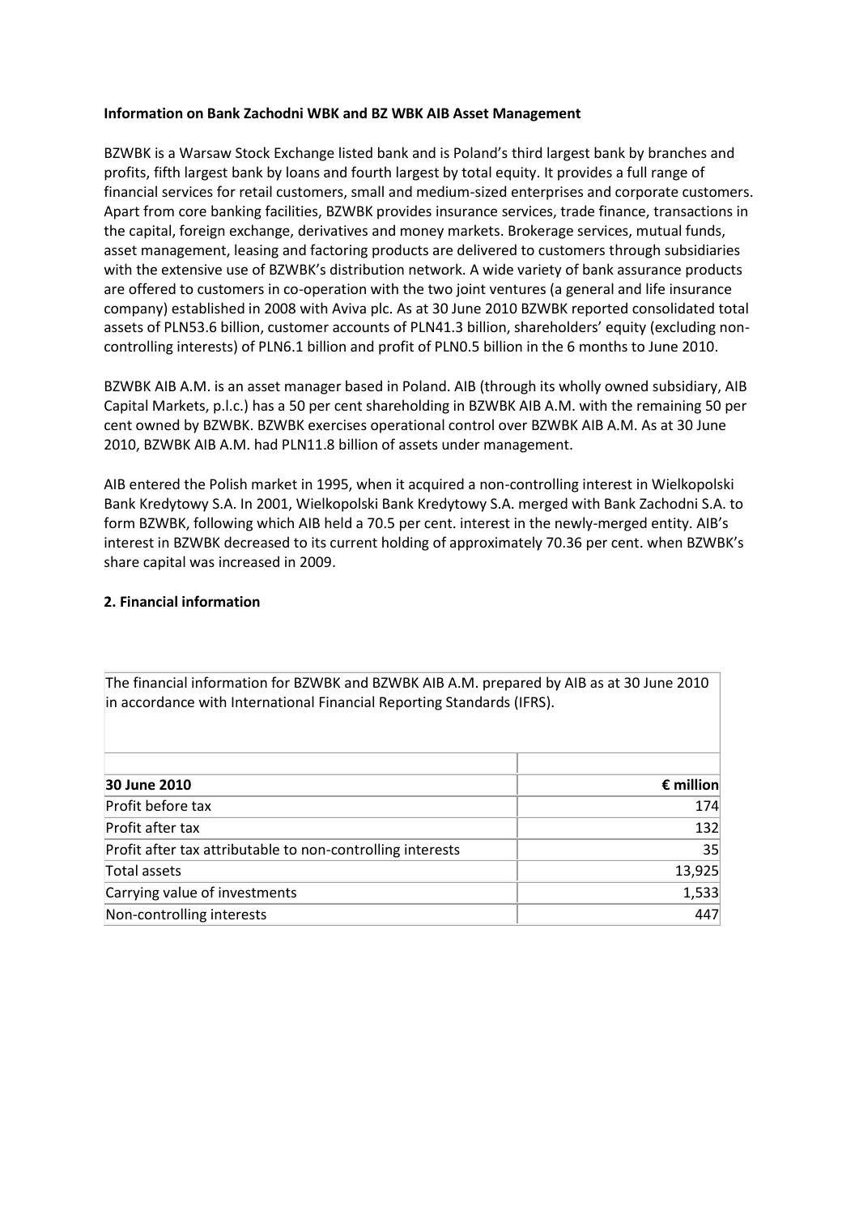**Information on Bank Zachodni WBK and BZ WBK AIB Asset Management**

BZWBK is a Warsaw Stock Exchange listed bank and is Poland's third largest bank by branches and profits, fifth largest bank by loans and fourth largest by total equity. It provides a full range of financial services for retail customers, small and medium-sized enterprises and corporate customers. Apart from core banking facilities, BZWBK provides insurance services, trade finance, transactions in the capital, foreign exchange, derivatives and money markets. Brokerage services, mutual funds, asset management, leasing and factoring products are delivered to customers through subsidiaries with the extensive use of BZWBK's distribution network. A wide variety of bank assurance products are offered to customers in co-operation with the two joint ventures (a general and life insurance company) established in 2008 with Aviva plc. As at 30 June 2010 BZWBK reported consolidated total assets of PLN53.6 billion, customer accounts of PLN41.3 billion, shareholders' equity (excluding non-controlling interests) of PLN6.1 billion and profit of PLN0.5 billion in the 6 months to June 2010.

BZWBK AIB A.M. is an asset manager based in Poland. AIB (through its wholly owned subsidiary, AIB Capital Markets, p.l.c.) has a 50 per cent shareholding in BZWBK AIB A.M. with the remaining 50 per cent owned by BZWBK. BZWBK exercises operational control over BZWBK AIB A.M. As at 30 June 2010, BZWBK AIB A.M. had PLN11.8 billion of assets under management.

AIB entered the Polish market in 1995, when it acquired a non-controlling interest in Wielkopolski Bank Kredytowy S.A. In 2001, Wielkopolski Bank Kredytowy S.A. merged with Bank Zachodni S.A. to form BZWBK, following which AIB held a 70.5 per cent. interest in the newly-merged entity. AIB's interest in BZWBK decreased to its current holding of approximately 70.36 per cent. when BZWBK's share capital was increased in 2009.

**2. Financial information**

The financial information for BZWBK and BZWBK AIB A.M. prepared by AIB as at 30 June 2010 in accordance with International Financial Reporting Standards (IFRS).

| **30 June 2010** | **€ million** |
|---|---:|
| Profit before tax | 174 |
| Profit after tax | 132 |
| Profit after tax attributable to non-controlling interests | 35 |
| Total assets | 13,925 |
| Carrying value of investments | 1,533 |
| Non-controlling interests | 447 |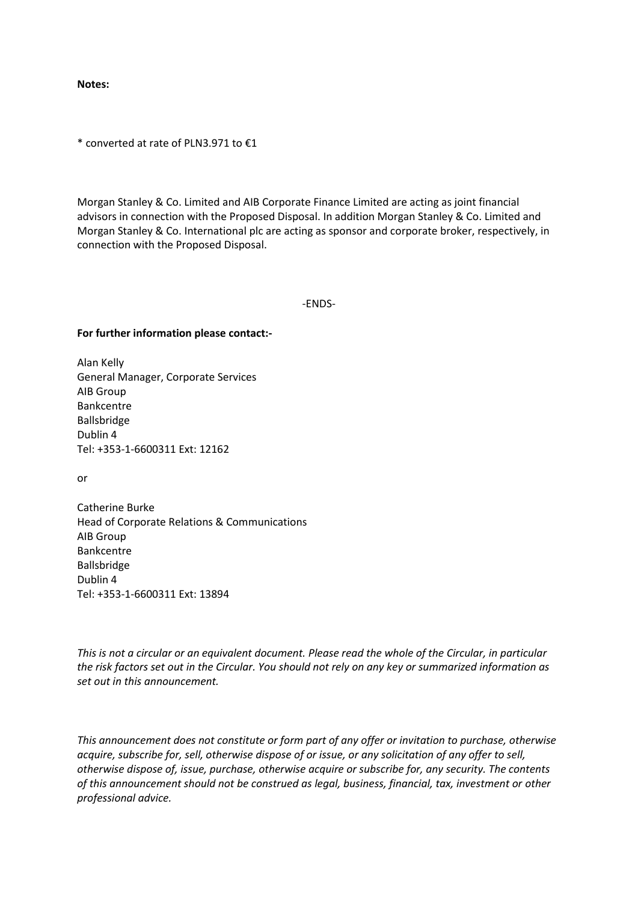**Notes:**

* converted at rate of PLN3.971 to €1

Morgan Stanley & Co. Limited and AIB Corporate Finance Limited are acting as joint financial advisors in connection with the Proposed Disposal. In addition Morgan Stanley & Co. Limited and Morgan Stanley & Co. International plc are acting as sponsor and corporate broker, respectively, in connection with the Proposed Disposal.

-ENDS-

**For further information please contact:-**

Alan Kelly  
General Manager, Corporate Services  
AIB Group  
Bankcentre  
Ballsbridge  
Dublin 4  
Tel: +353-1-6600311 Ext: 12162

or

Catherine Burke  
Head of Corporate Relations & Communications  
AIB Group  
Bankcentre  
Ballsbridge  
Dublin 4  
Tel: +353-1-6600311 Ext: 13894

*This is not a circular or an equivalent document. Please read the whole of the Circular, in particular the risk factors set out in the Circular. You should not rely on any key or summarized information as set out in this announcement.*

*This announcement does not constitute or form part of any offer or invitation to purchase, otherwise acquire, subscribe for, sell, otherwise dispose of or issue, or any solicitation of any offer to sell, otherwise dispose of, issue, purchase, otherwise acquire or subscribe for, any security. The contents of this announcement should not be construed as legal, business, financial, tax, investment or other professional advice.*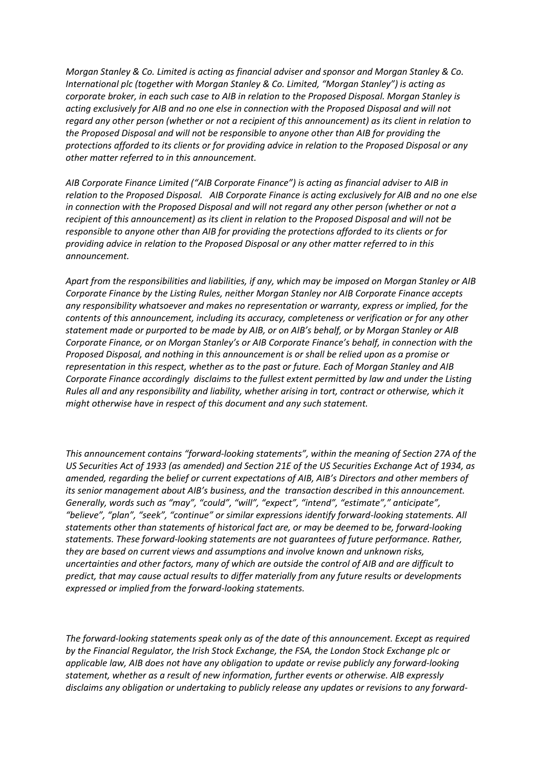*Morgan Stanley & Co. Limited is acting as financial adviser and sponsor and Morgan Stanley & Co. International plc (together with Morgan Stanley & Co. Limited, "Morgan Stanley") is acting as corporate broker, in each such case to AIB in relation to the Proposed Disposal. Morgan Stanley is acting exclusively for AIB and no one else in connection with the Proposed Disposal and will not regard any other person (whether or not a recipient of this announcement) as its client in relation to the Proposed Disposal and will not be responsible to anyone other than AIB for providing the protections afforded to its clients or for providing advice in relation to the Proposed Disposal or any other matter referred to in this announcement.*

*AIB Corporate Finance Limited ("AIB Corporate Finance") is acting as financial adviser to AIB in relation to the Proposed Disposal. AIB Corporate Finance is acting exclusively for AIB and no one else in connection with the Proposed Disposal and will not regard any other person (whether or not a recipient of this announcement) as its client in relation to the Proposed Disposal and will not be responsible to anyone other than AIB for providing the protections afforded to its clients or for providing advice in relation to the Proposed Disposal or any other matter referred to in this announcement.*

*Apart from the responsibilities and liabilities, if any, which may be imposed on Morgan Stanley or AIB Corporate Finance by the Listing Rules, neither Morgan Stanley nor AIB Corporate Finance accepts any responsibility whatsoever and makes no representation or warranty, express or implied, for the contents of this announcement, including its accuracy, completeness or verification or for any other statement made or purported to be made by AIB, or on AIB's behalf, or by Morgan Stanley or AIB Corporate Finance, or on Morgan Stanley's or AIB Corporate Finance's behalf, in connection with the Proposed Disposal, and nothing in this announcement is or shall be relied upon as a promise or representation in this respect, whether as to the past or future. Each of Morgan Stanley and AIB Corporate Finance accordingly disclaims to the fullest extent permitted by law and under the Listing Rules all and any responsibility and liability, whether arising in tort, contract or otherwise, which it might otherwise have in respect of this document and any such statement.*

*This announcement contains "forward-looking statements", within the meaning of Section 27A of the US Securities Act of 1933 (as amended) and Section 21E of the US Securities Exchange Act of 1934, as amended, regarding the belief or current expectations of AIB, AIB's Directors and other members of its senior management about AIB's business, and the transaction described in this announcement. Generally, words such as "may", "could", "will", "expect", "intend", "estimate"," anticipate", "believe", "plan", "seek", "continue" or similar expressions identify forward-looking statements. All statements other than statements of historical fact are, or may be deemed to be, forward-looking statements. These forward-looking statements are not guarantees of future performance. Rather, they are based on current views and assumptions and involve known and unknown risks, uncertainties and other factors, many of which are outside the control of AIB and are difficult to predict, that may cause actual results to differ materially from any future results or developments expressed or implied from the forward-looking statements.*

*The forward-looking statements speak only as of the date of this announcement. Except as required by the Financial Regulator, the Irish Stock Exchange, the FSA, the London Stock Exchange plc or applicable law, AIB does not have any obligation to update or revise publicly any forward-looking statement, whether as a result of new information, further events or otherwise. AIB expressly disclaims any obligation or undertaking to publicly release any updates or revisions to any forward-*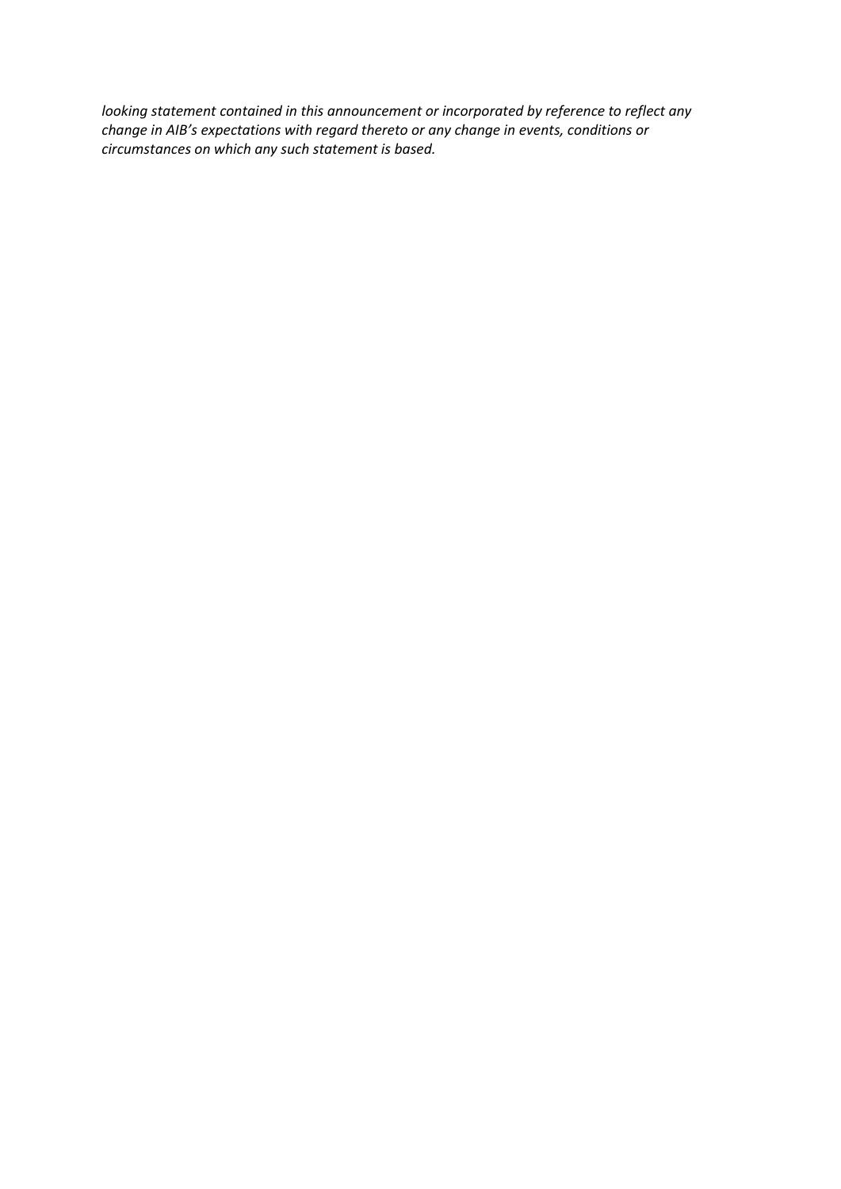*looking statement contained in this announcement or incorporated by reference to reflect any change in AIB's expectations with regard thereto or any change in events, conditions or circumstances on which any such statement is based.*